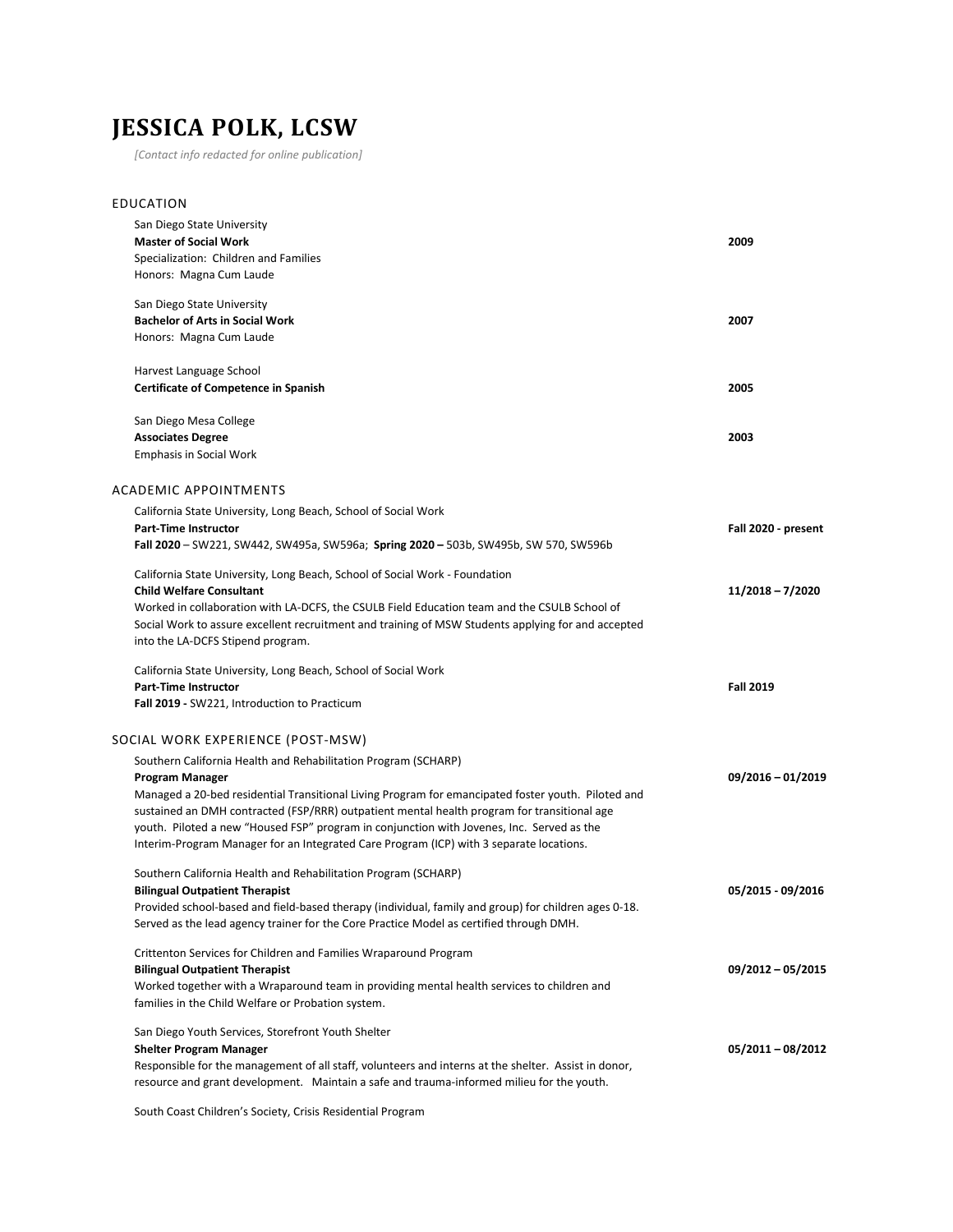# JESSICA POLK, LCSW

*[Contact info redacted for online publication]*

## EDUCATION

San Diego State University
**Master of Social Work** — **2009**
Specialization: Children and Families
Honors: Magna Cum Laude

San Diego State University
**Bachelor of Arts in Social Work** — **2007**
Honors: Magna Cum Laude

Harvest Language School
**Certificate of Competence in Spanish** — **2005**

San Diego Mesa College
**Associates Degree** — **2003**
Emphasis in Social Work

## ACADEMIC APPOINTMENTS

California State University, Long Beach, School of Social Work
**Part-Time Instructor** — **Fall 2020 - present**
**Fall 2020** – SW221, SW442, SW495a, SW596a; **Spring 2020 –** 503b, SW495b, SW 570, SW596b

California State University, Long Beach, School of Social Work - Foundation
**Child Welfare Consultant** — **11/2018 – 7/2020**
Worked in collaboration with LA-DCFS, the CSULB Field Education team and the CSULB School of Social Work to assure excellent recruitment and training of MSW Students applying for and accepted into the LA-DCFS Stipend program.

California State University, Long Beach, School of Social Work
**Part-Time Instructor** — **Fall 2019**
**Fall 2019 -** SW221, Introduction to Practicum

## SOCIAL WORK EXPERIENCE (POST-MSW)

Southern California Health and Rehabilitation Program (SCHARP)
**Program Manager** — **09/2016 – 01/2019**
Managed a 20-bed residential Transitional Living Program for emancipated foster youth. Piloted and sustained an DMH contracted (FSP/RRR) outpatient mental health program for transitional age youth. Piloted a new "Housed FSP" program in conjunction with Jovenes, Inc. Served as the Interim-Program Manager for an Integrated Care Program (ICP) with 3 separate locations.

Southern California Health and Rehabilitation Program (SCHARP)
**Bilingual Outpatient Therapist** — **05/2015 - 09/2016**
Provided school-based and field-based therapy (individual, family and group) for children ages 0-18. Served as the lead agency trainer for the Core Practice Model as certified through DMH.

Crittenton Services for Children and Families Wraparound Program
**Bilingual Outpatient Therapist** — **09/2012 – 05/2015**
Worked together with a Wraparound team in providing mental health services to children and families in the Child Welfare or Probation system.

San Diego Youth Services, Storefront Youth Shelter
**Shelter Program Manager** — **05/2011 – 08/2012**
Responsible for the management of all staff, volunteers and interns at the shelter. Assist in donor, resource and grant development. Maintain a safe and trauma-informed milieu for the youth.

South Coast Children's Society, Crisis Residential Program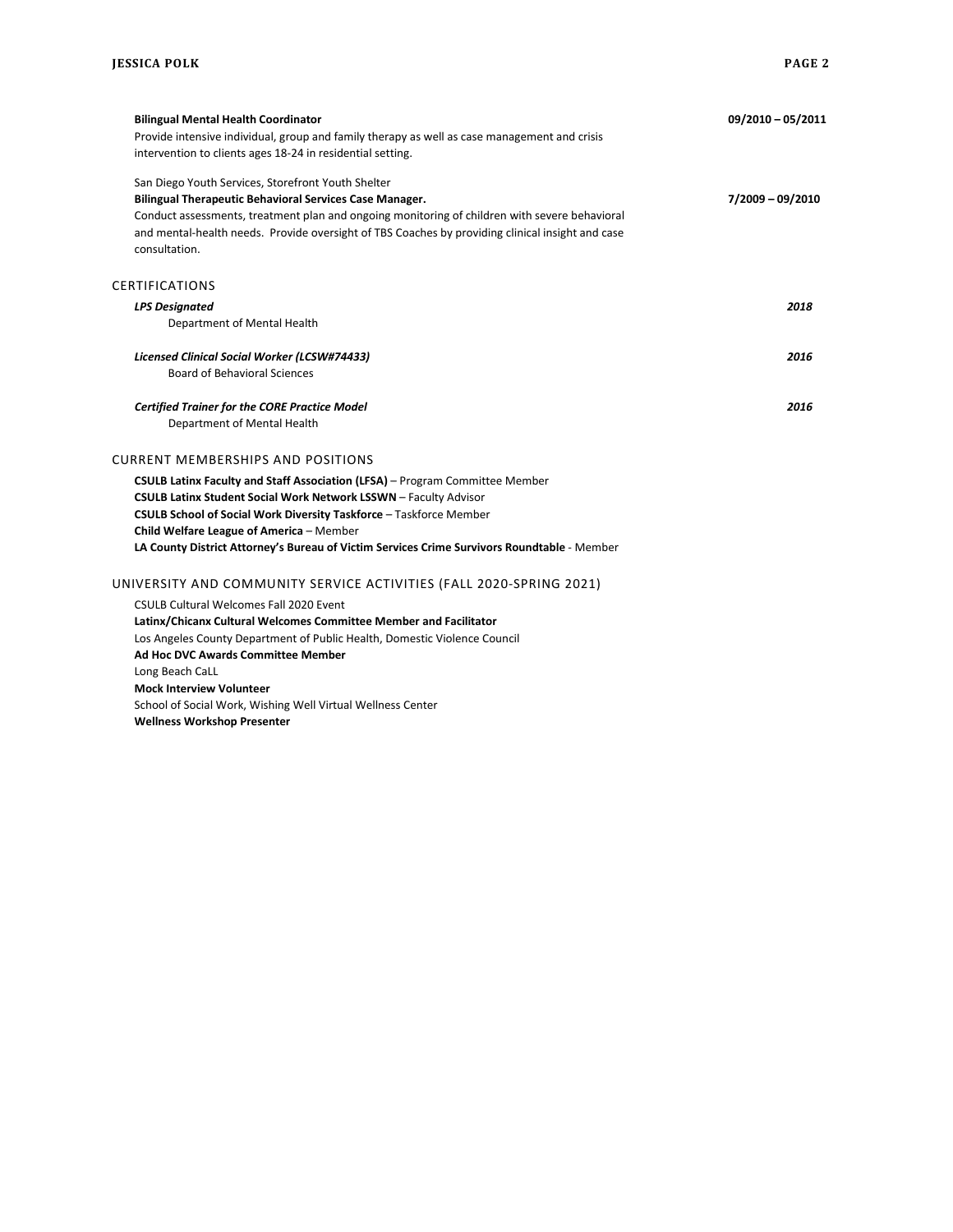**Bilingual Mental Health Coordinator** **09/2010 – 05/2011**
Provide intensive individual, group and family therapy as well as case management and crisis intervention to clients ages 18-24 in residential setting.

San Diego Youth Services, Storefront Youth Shelter
**Bilingual Therapeutic Behavioral Services Case Manager.** **7/2009 – 09/2010**
Conduct assessments, treatment plan and ongoing monitoring of children with severe behavioral and mental-health needs. Provide oversight of TBS Coaches by providing clinical insight and case consultation.

## CERTIFICATIONS

***LPS Designated*** ***2018***
Department of Mental Health

***Licensed Clinical Social Worker (LCSW#74433)*** ***2016***
Board of Behavioral Sciences

***Certified Trainer for the CORE Practice Model*** ***2016***
Department of Mental Health

## CURRENT MEMBERSHIPS AND POSITIONS

**CSULB Latinx Faculty and Staff Association (LFSA)** – Program Committee Member
**CSULB Latinx Student Social Work Network LSSWN** – Faculty Advisor
**CSULB School of Social Work Diversity Taskforce** – Taskforce Member
**Child Welfare League of America** – Member
**LA County District Attorney's Bureau of Victim Services Crime Survivors Roundtable** - Member

## UNIVERSITY AND COMMUNITY SERVICE ACTIVITIES (FALL 2020-SPRING 2021)

CSULB Cultural Welcomes Fall 2020 Event
**Latinx/Chicanx Cultural Welcomes Committee Member and Facilitator**
Los Angeles County Department of Public Health, Domestic Violence Council
**Ad Hoc DVC Awards Committee Member**
Long Beach CaLL
**Mock Interview Volunteer**
School of Social Work, Wishing Well Virtual Wellness Center
**Wellness Workshop Presenter**